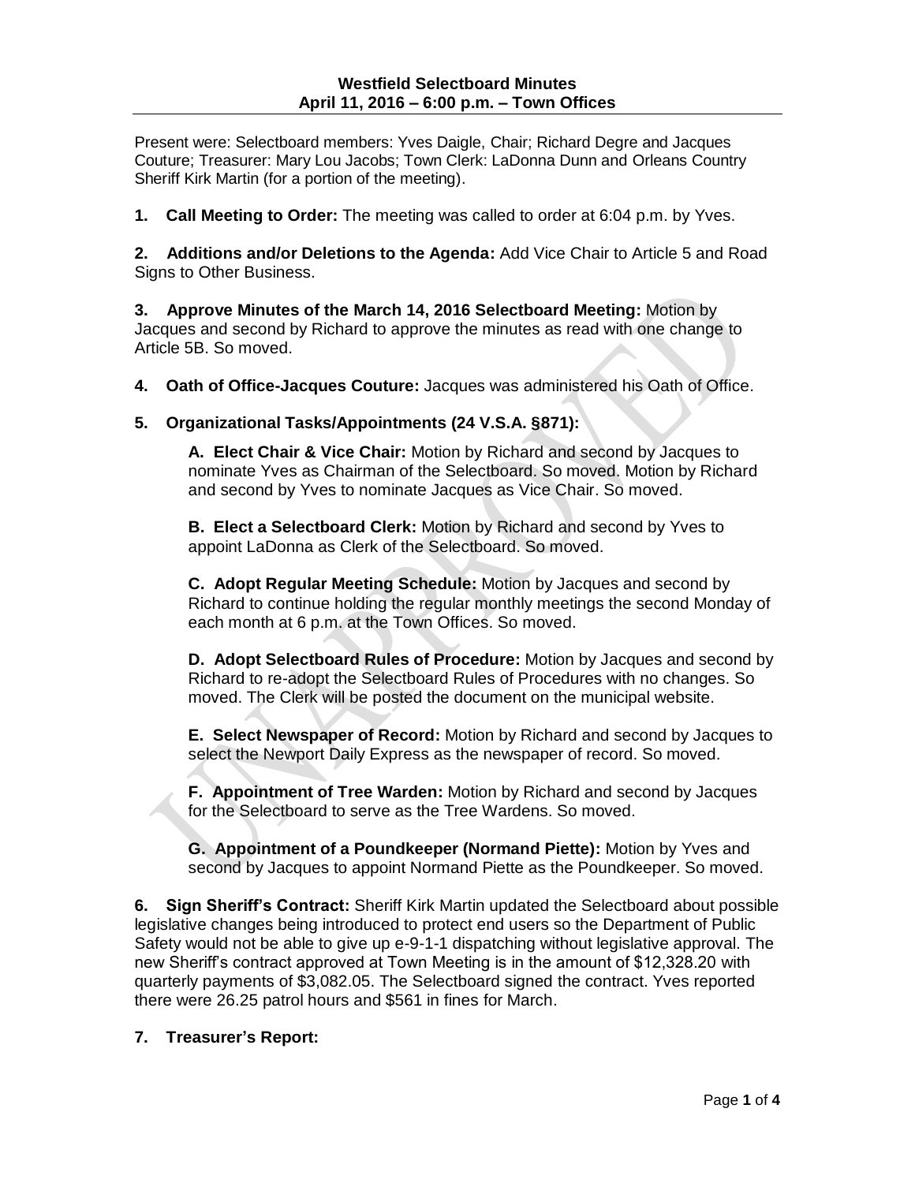**Westfield Selectboard Minutes**
**April 11, 2016 – 6:00 p.m. – Town Offices**

Present were: Selectboard members: Yves Daigle, Chair; Richard Degre and Jacques Couture; Treasurer: Mary Lou Jacobs; Town Clerk: LaDonna Dunn and Orleans Country Sheriff Kirk Martin (for a portion of the meeting).

**1. Call Meeting to Order:** The meeting was called to order at 6:04 p.m. by Yves.

**2. Additions and/or Deletions to the Agenda:** Add Vice Chair to Article 5 and Road Signs to Other Business.

**3. Approve Minutes of the March 14, 2016 Selectboard Meeting:** Motion by Jacques and second by Richard to approve the minutes as read with one change to Article 5B. So moved.

**4. Oath of Office-Jacques Couture:** Jacques was administered his Oath of Office.

**5. Organizational Tasks/Appointments (24 V.S.A. §871):**

**A. Elect Chair & Vice Chair:** Motion by Richard and second by Jacques to nominate Yves as Chairman of the Selectboard. So moved. Motion by Richard and second by Yves to nominate Jacques as Vice Chair. So moved.

**B. Elect a Selectboard Clerk:** Motion by Richard and second by Yves to appoint LaDonna as Clerk of the Selectboard. So moved.

**C. Adopt Regular Meeting Schedule:** Motion by Jacques and second by Richard to continue holding the regular monthly meetings the second Monday of each month at 6 p.m. at the Town Offices. So moved.

**D. Adopt Selectboard Rules of Procedure:** Motion by Jacques and second by Richard to re-adopt the Selectboard Rules of Procedures with no changes. So moved. The Clerk will be posted the document on the municipal website.

**E. Select Newspaper of Record:** Motion by Richard and second by Jacques to select the Newport Daily Express as the newspaper of record. So moved.

**F. Appointment of Tree Warden:** Motion by Richard and second by Jacques for the Selectboard to serve as the Tree Wardens. So moved.

**G. Appointment of a Poundkeeper (Normand Piette):** Motion by Yves and second by Jacques to appoint Normand Piette as the Poundkeeper. So moved.

**6. Sign Sheriff's Contract:** Sheriff Kirk Martin updated the Selectboard about possible legislative changes being introduced to protect end users so the Department of Public Safety would not be able to give up e-9-1-1 dispatching without legislative approval. The new Sheriff's contract approved at Town Meeting is in the amount of $12,328.20 with quarterly payments of $3,082.05. The Selectboard signed the contract. Yves reported there were 26.25 patrol hours and $561 in fines for March.

**7. Treasurer's Report:**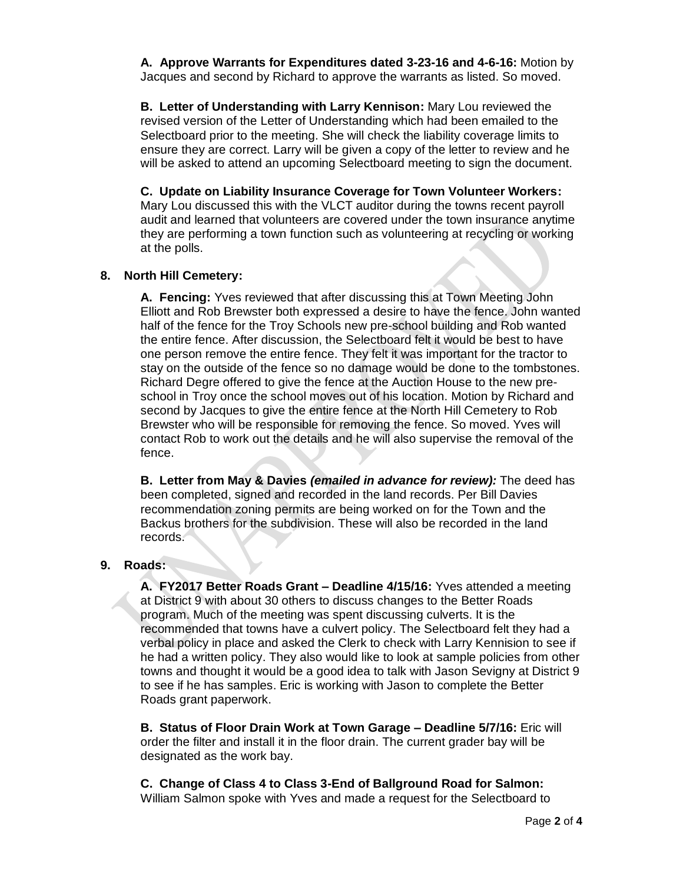**A. Approve Warrants for Expenditures dated 3-23-16 and 4-6-16:** Motion by Jacques and second by Richard to approve the warrants as listed. So moved.

**B. Letter of Understanding with Larry Kennison:** Mary Lou reviewed the revised version of the Letter of Understanding which had been emailed to the Selectboard prior to the meeting. She will check the liability coverage limits to ensure they are correct. Larry will be given a copy of the letter to review and he will be asked to attend an upcoming Selectboard meeting to sign the document.

**C. Update on Liability Insurance Coverage for Town Volunteer Workers:** Mary Lou discussed this with the VLCT auditor during the towns recent payroll audit and learned that volunteers are covered under the town insurance anytime they are performing a town function such as volunteering at recycling or working at the polls.

**8. North Hill Cemetery:**

**A. Fencing:** Yves reviewed that after discussing this at Town Meeting John Elliott and Rob Brewster both expressed a desire to have the fence. John wanted half of the fence for the Troy Schools new pre-school building and Rob wanted the entire fence. After discussion, the Selectboard felt it would be best to have one person remove the entire fence. They felt it was important for the tractor to stay on the outside of the fence so no damage would be done to the tombstones. Richard Degre offered to give the fence at the Auction House to the new pre-school in Troy once the school moves out of his location. Motion by Richard and second by Jacques to give the entire fence at the North Hill Cemetery to Rob Brewster who will be responsible for removing the fence. So moved. Yves will contact Rob to work out the details and he will also supervise the removal of the fence.

**B. Letter from May & Davies *(emailed in advance for review):*** The deed has been completed, signed and recorded in the land records. Per Bill Davies recommendation zoning permits are being worked on for the Town and the Backus brothers for the subdivision. These will also be recorded in the land records.

**9. Roads:**

**A. FY2017 Better Roads Grant – Deadline 4/15/16:** Yves attended a meeting at District 9 with about 30 others to discuss changes to the Better Roads program. Much of the meeting was spent discussing culverts. It is the recommended that towns have a culvert policy. The Selectboard felt they had a verbal policy in place and asked the Clerk to check with Larry Kennision to see if he had a written policy. They also would like to look at sample policies from other towns and thought it would be a good idea to talk with Jason Sevigny at District 9 to see if he has samples. Eric is working with Jason to complete the Better Roads grant paperwork.

**B. Status of Floor Drain Work at Town Garage – Deadline 5/7/16:** Eric will order the filter and install it in the floor drain. The current grader bay will be designated as the work bay.

**C. Change of Class 4 to Class 3-End of Ballground Road for Salmon:** William Salmon spoke with Yves and made a request for the Selectboard to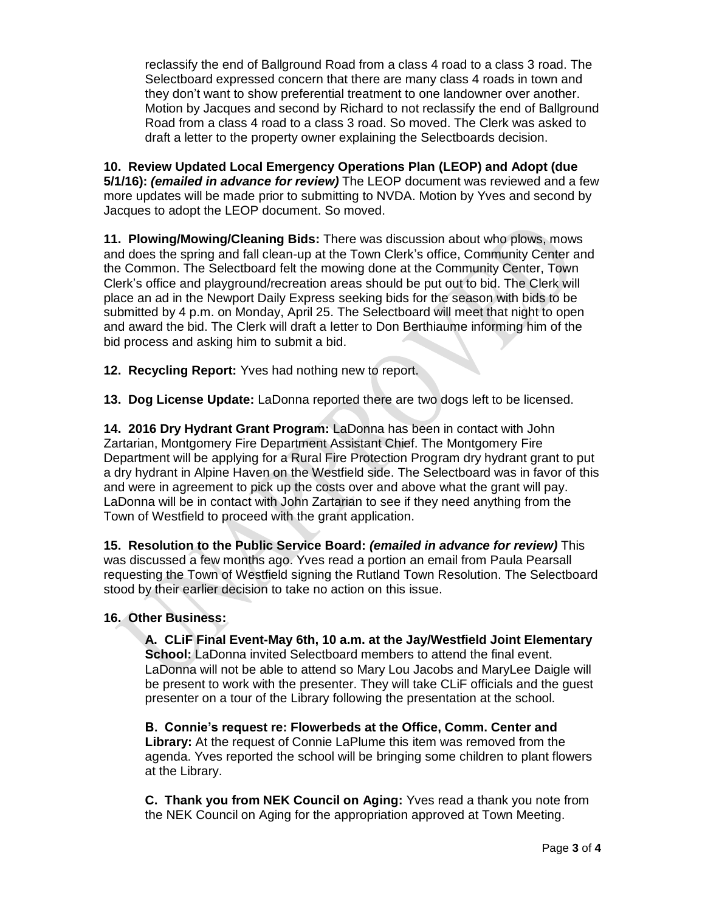reclassify the end of Ballground Road from a class 4 road to a class 3 road. The Selectboard expressed concern that there are many class 4 roads in town and they don't want to show preferential treatment to one landowner over another. Motion by Jacques and second by Richard to not reclassify the end of Ballground Road from a class 4 road to a class 3 road. So moved. The Clerk was asked to draft a letter to the property owner explaining the Selectboards decision.

**10. Review Updated Local Emergency Operations Plan (LEOP) and Adopt (due 5/1/16):** ***(emailed in advance for review)*** The LEOP document was reviewed and a few more updates will be made prior to submitting to NVDA. Motion by Yves and second by Jacques to adopt the LEOP document. So moved.

**11. Plowing/Mowing/Cleaning Bids:** There was discussion about who plows, mows and does the spring and fall clean-up at the Town Clerk's office, Community Center and the Common. The Selectboard felt the mowing done at the Community Center, Town Clerk's office and playground/recreation areas should be put out to bid. The Clerk will place an ad in the Newport Daily Express seeking bids for the season with bids to be submitted by 4 p.m. on Monday, April 25. The Selectboard will meet that night to open and award the bid. The Clerk will draft a letter to Don Berthiaume informing him of the bid process and asking him to submit a bid.

**12. Recycling Report:** Yves had nothing new to report.

**13. Dog License Update:** LaDonna reported there are two dogs left to be licensed.

**14. 2016 Dry Hydrant Grant Program:** LaDonna has been in contact with John Zartarian, Montgomery Fire Department Assistant Chief. The Montgomery Fire Department will be applying for a Rural Fire Protection Program dry hydrant grant to put a dry hydrant in Alpine Haven on the Westfield side. The Selectboard was in favor of this and were in agreement to pick up the costs over and above what the grant will pay. LaDonna will be in contact with John Zartarian to see if they need anything from the Town of Westfield to proceed with the grant application.

**15. Resolution to the Public Service Board:** ***(emailed in advance for review)*** This was discussed a few months ago. Yves read a portion an email from Paula Pearsall requesting the Town of Westfield signing the Rutland Town Resolution. The Selectboard stood by their earlier decision to take no action on this issue.

**16. Other Business:**

**A. CLiF Final Event-May 6th, 10 a.m. at the Jay/Westfield Joint Elementary School:** LaDonna invited Selectboard members to attend the final event. LaDonna will not be able to attend so Mary Lou Jacobs and MaryLee Daigle will be present to work with the presenter. They will take CLiF officials and the guest presenter on a tour of the Library following the presentation at the school.

**B. Connie's request re: Flowerbeds at the Office, Comm. Center and Library:** At the request of Connie LaPlume this item was removed from the agenda. Yves reported the school will be bringing some children to plant flowers at the Library.

**C. Thank you from NEK Council on Aging:** Yves read a thank you note from the NEK Council on Aging for the appropriation approved at Town Meeting.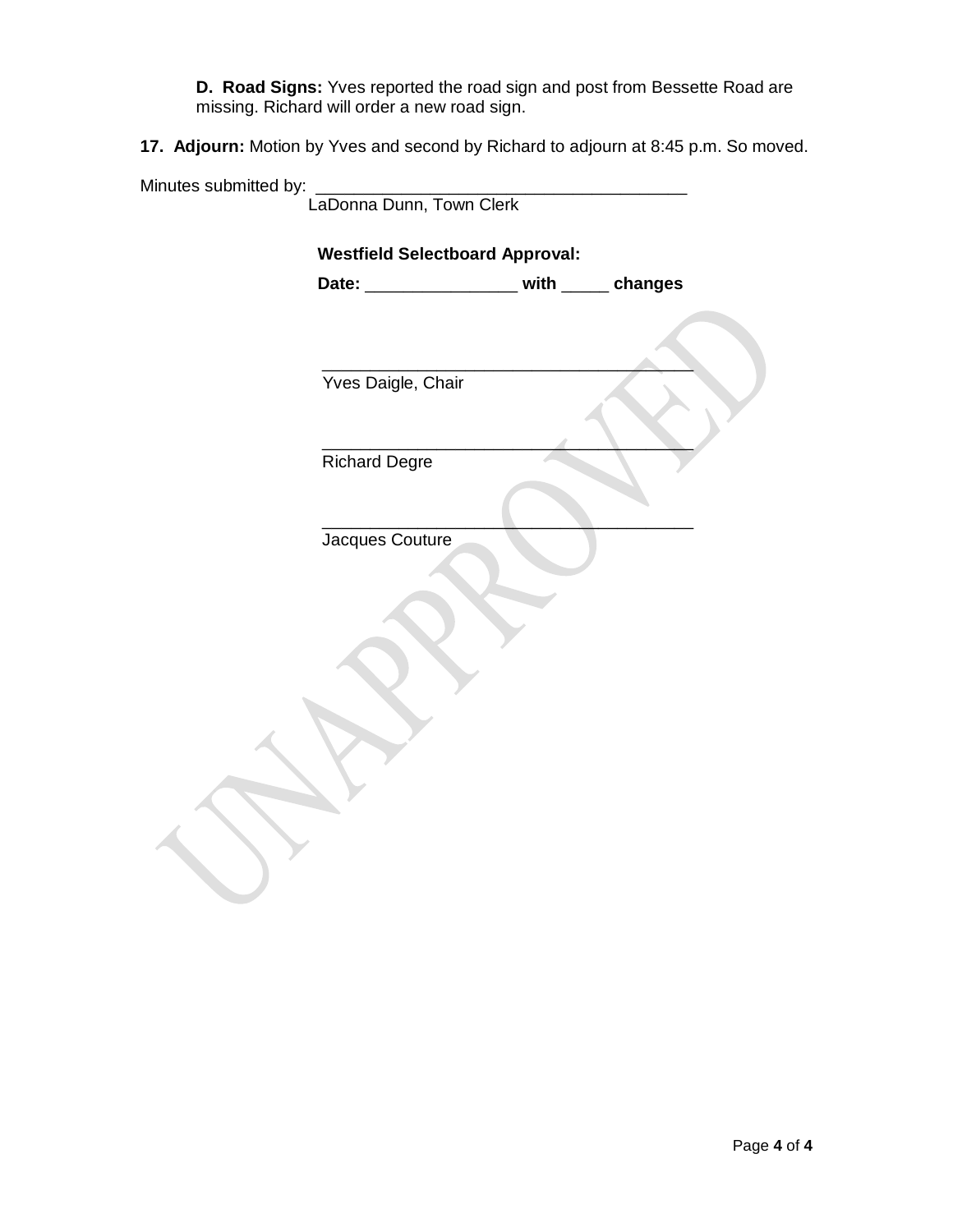**D. Road Signs:** Yves reported the road sign and post from Bessette Road are missing. Richard will order a new road sign.

**17. Adjourn:** Motion by Yves and second by Richard to adjourn at 8:45 p.m. So moved.

Minutes submitted by: ________________________________________
LaDonna Dunn, Town Clerk

**Westfield Selectboard Approval:**

**Date:** ________________ **with** _____ **changes**

________________________________________
Yves Daigle, Chair

________________________________________
Richard Degre

________________________________________
Jacques Couture

UNAPPROVED